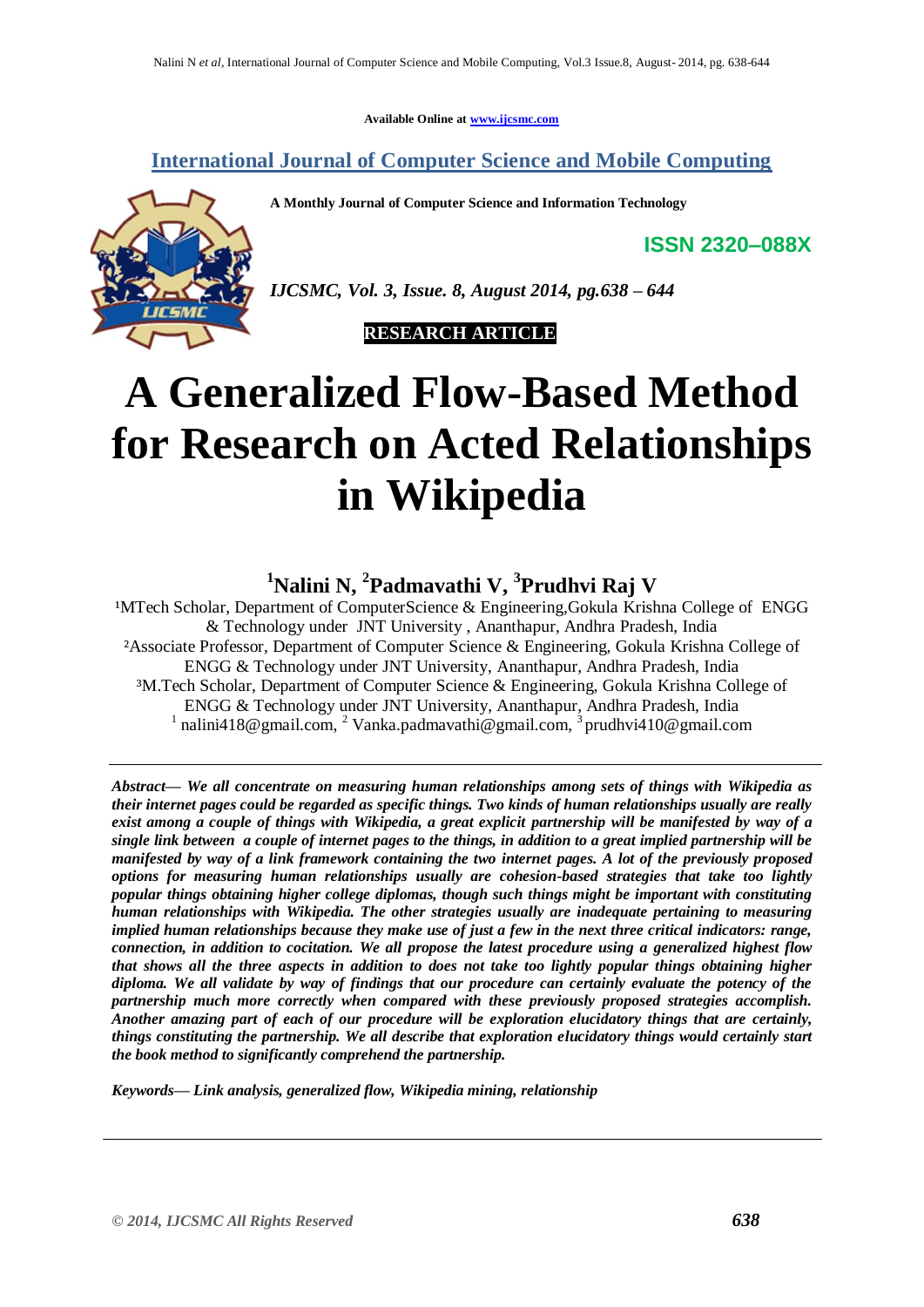Available Online at www.ijcsmc.com

**International Journal of Computer Science and Mobile Computing**

**A Monthly Journal of Computer Science and Information Technology**

**ISSN 2320–088X**

***IJCSMC, Vol. 3, Issue. 8, August 2014, pg.638 – 644***

**RESEARCH ARTICLE**

# A Generalized Flow-Based Method for Research on Acted Relationships in Wikipedia

**[1]Nalini N, [2]Padmavathi V, [3]Prudhvi Raj V**

[1]MTech Scholar, Department of ComputerScience & Engineering,Gokula Krishna College of ENGG & Technology under JNT University , Ananthapur, Andhra Pradesh, India
[2]Associate Professor, Department of Computer Science & Engineering, Gokula Krishna College of ENGG & Technology under JNT University, Ananthapur, Andhra Pradesh, India
[3]M.Tech Scholar, Department of Computer Science & Engineering, Gokula Krishna College of ENGG & Technology under JNT University, Ananthapur, Andhra Pradesh, India
[1] nalini418@gmail.com, [2] Vanka.padmavathi@gmail.com, [3] prudhvi410@gmail.com

***Abstract— We all concentrate on measuring human relationships among sets of things with Wikipedia as their internet pages could be regarded as specific things. Two kinds of human relationships usually are really exist among a couple of things with Wikipedia, a great explicit partnership will be manifested by way of a single link between a couple of internet pages to the things, in addition to a great implied partnership will be manifested by way of a link framework containing the two internet pages. A lot of the previously proposed options for measuring human relationships usually are cohesion-based strategies that take too lightly popular things obtaining higher college diplomas, though such things might be important with constituting human relationships with Wikipedia. The other strategies usually are inadequate pertaining to measuring implied human relationships because they make use of just a few in the next three critical indicators: range, connection, in addition to cocitation. We all propose the latest procedure using a generalized highest flow that shows all the three aspects in addition to does not take too lightly popular things obtaining higher diploma. We all validate by way of findings that our procedure can certainly evaluate the potency of the partnership much more correctly when compared with these previously proposed strategies accomplish. Another amazing part of each of our procedure will be exploration elucidatory things that are certainly, things constituting the partnership. We all describe that exploration elucidatory things would certainly start the book method to significantly comprehend the partnership.***

***Keywords— Link analysis, generalized flow, Wikipedia mining, relationship***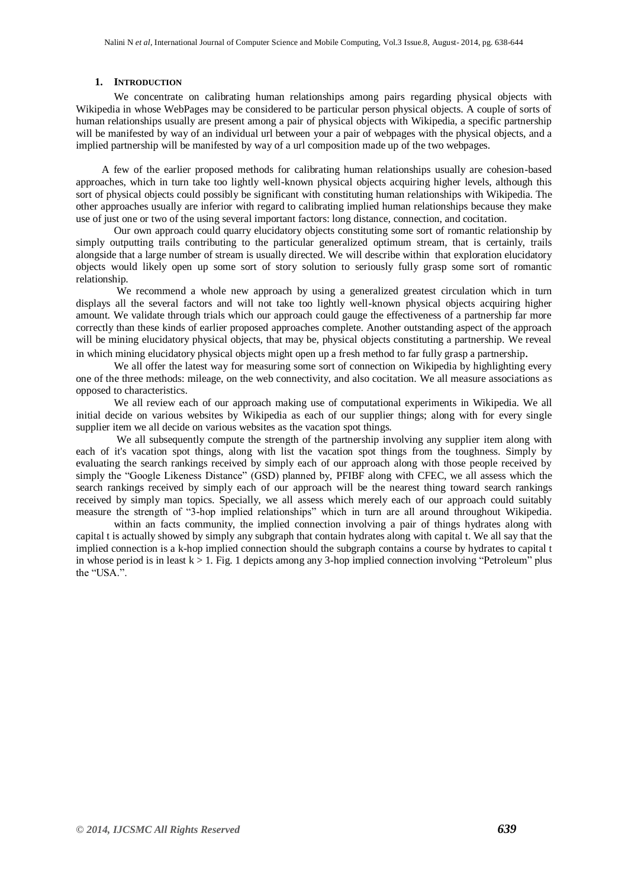## 1. Introduction

We concentrate on calibrating human relationships among pairs regarding physical objects with Wikipedia in whose WebPages may be considered to be particular person physical objects. A couple of sorts of human relationships usually are present among a pair of physical objects with Wikipedia, a specific partnership will be manifested by way of an individual url between your a pair of webpages with the physical objects, and a implied partnership will be manifested by way of a url composition made up of the two webpages.

A few of the earlier proposed methods for calibrating human relationships usually are cohesion-based approaches, which in turn take too lightly well-known physical objects acquiring higher levels, although this sort of physical objects could possibly be significant with constituting human relationships with Wikipedia. The other approaches usually are inferior with regard to calibrating implied human relationships because they make use of just one or two of the using several important factors: long distance, connection, and cocitation.

Our own approach could quarry elucidatory objects constituting some sort of romantic relationship by simply outputting trails contributing to the particular generalized optimum stream, that is certainly, trails alongside that a large number of stream is usually directed. We will describe within that exploration elucidatory objects would likely open up some sort of story solution to seriously fully grasp some sort of romantic relationship.

We recommend a whole new approach by using a generalized greatest circulation which in turn displays all the several factors and will not take too lightly well-known physical objects acquiring higher amount. We validate through trials which our approach could gauge the effectiveness of a partnership far more correctly than these kinds of earlier proposed approaches complete. Another outstanding aspect of the approach will be mining elucidatory physical objects, that may be, physical objects constituting a partnership. We reveal in which mining elucidatory physical objects might open up a fresh method to far fully grasp a partnership.

We all offer the latest way for measuring some sort of connection on Wikipedia by highlighting every one of the three methods: mileage, on the web connectivity, and also citation. We all measure associations as opposed to characteristics.

We all review each of our approach making use of computational experiments in Wikipedia. We all initial decide on various websites by Wikipedia as each of our supplier things; along with for every single supplier item we all decide on various websites as the vacation spot things.

We all subsequently compute the strength of the partnership involving any supplier item along with each of it's vacation spot things, along with list the vacation spot things from the toughness. Simply by evaluating the search rankings received by simply each of our approach along with those people received by simply the "Google Likeness Distance" (GSD) planned by, PFIBF along with CFEC, we all assess which the search rankings received by simply each of our approach will be the nearest thing toward search rankings received by simply man topics. Specially, we all assess which merely each of our approach could suitably measure the strength of "3-hop implied relationships" which in turn are all around throughout Wikipedia.

within an facts community, the implied connection involving a pair of things hydrates along with capital t is actually showed by simply any subgraph that contain hydrates along with capital t. We all say that the implied connection is a k-hop implied connection should the subgraph contains a course by hydrates to capital t in whose period is in least $k > 1$. Fig. 1 depicts among any 3-hop implied connection involving "Petroleum" plus the "USA.".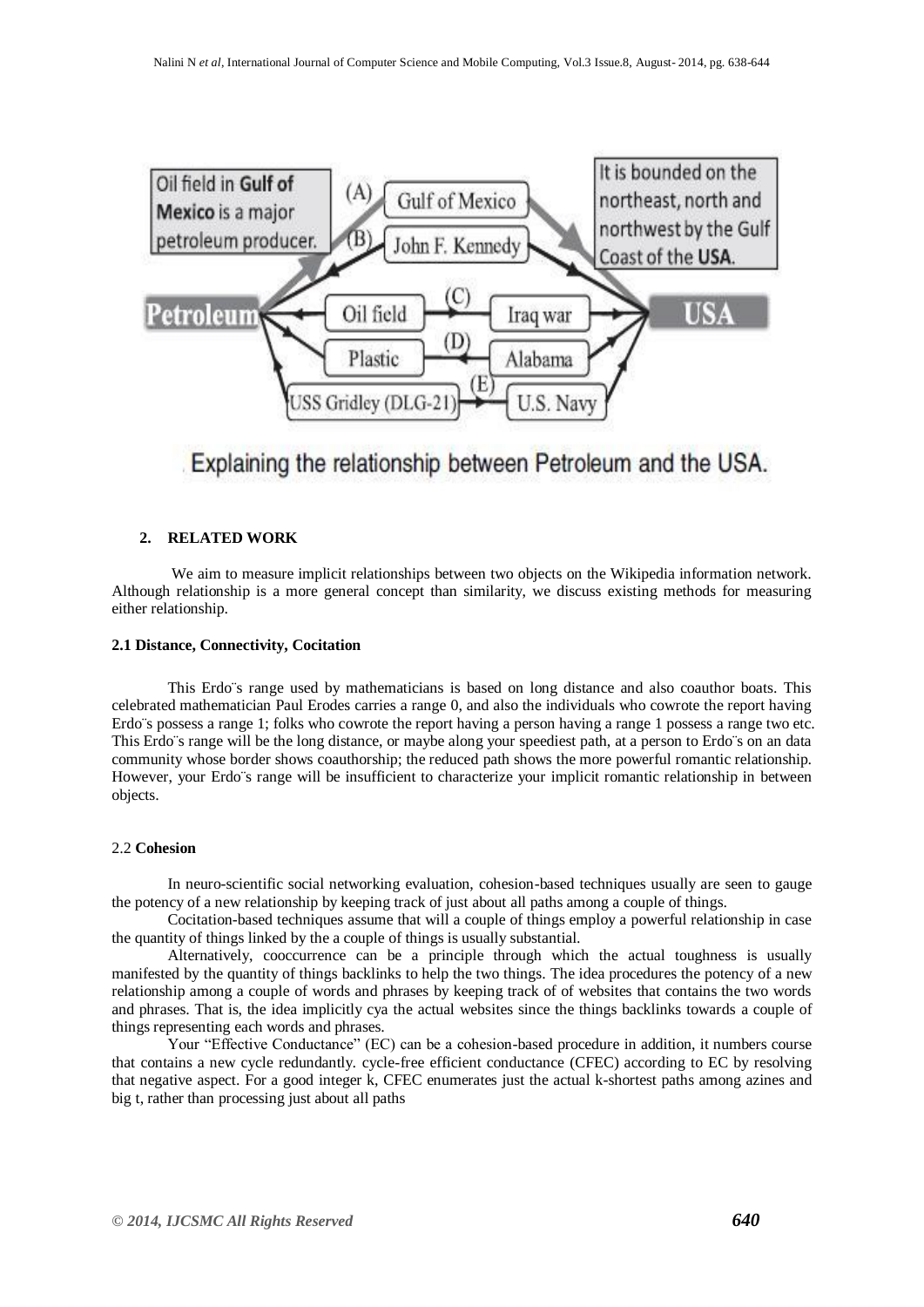Explaining the relationship between Petroleum and the USA.

## 2. RELATED WORK

We aim to measure implicit relationships between two objects on the Wikipedia information network. Although relationship is a more general concept than similarity, we discuss existing methods for measuring either relationship.

### 2.1 Distance, Connectivity, Cocitation

This Erdo¨s range used by mathematicians is based on long distance and also coauthor boats. This celebrated mathematician Paul Erodes carries a range 0, and also the individuals who cowrote the report having Erdo¨s possess a range 1; folks who cowrote the report having a person having a range 1 possess a range two etc. This Erdo¨s range will be the long distance, or maybe along your speediest path, at a person to Erdo¨s on an data community whose border shows coauthorship; the reduced path shows the more powerful romantic relationship. However, your Erdo¨s range will be insufficient to characterize your implicit romantic relationship in between objects.

### 2.2 **Cohesion**

In neuro-scientific social networking evaluation, cohesion-based techniques usually are seen to gauge the potency of a new relationship by keeping track of just about all paths among a couple of things.

Cocitation-based techniques assume that will a couple of things employ a powerful relationship in case the quantity of things linked by the a couple of things is usually substantial.

Alternatively, cooccurrence can be a principle through which the actual toughness is usually manifested by the quantity of things backlinks to help the two things. The idea procedures the potency of a new relationship among a couple of words and phrases by keeping track of of websites that contains the two words and phrases. That is, the idea implicitly cya the actual websites since the things backlinks towards a couple of things representing each words and phrases.

Your "Effective Conductance" (EC) can be a cohesion-based procedure in addition, it numbers course that contains a new cycle redundantly. cycle-free efficient conductance (CFEC) according to EC by resolving that negative aspect. For a good integer k, CFEC enumerates just the actual k-shortest paths among azines and big t, rather than processing just about all paths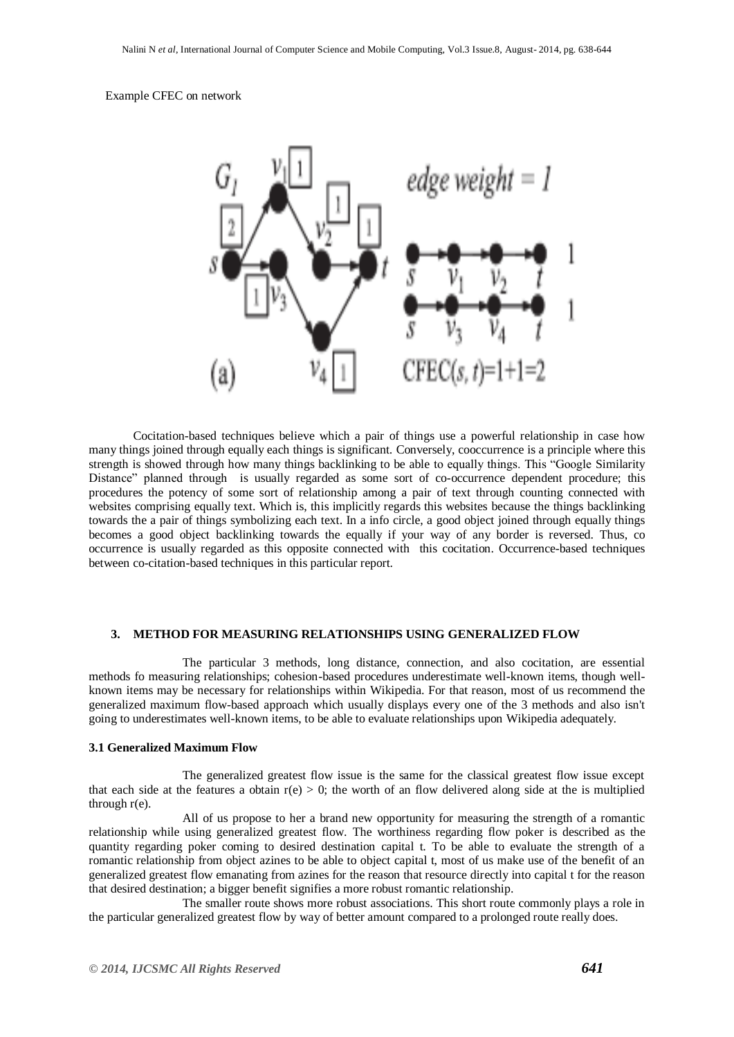Example CFEC on network

Cocitation-based techniques believe which a pair of things use a powerful relationship in case how many things joined through equally each things is significant. Conversely, cooccurrence is a principle where this strength is showed through how many things backlinking to be able to equally things. This "Google Similarity Distance" planned through is usually regarded as some sort of co-occurrence dependent procedure; this procedures the potency of some sort of relationship among a pair of text through counting connected with websites comprising equally text. Which is, this implicitly regards this websites because the things backlinking towards the a pair of things symbolizing each text. In a info circle, a good object joined through equally things becomes a good object backlinking towards the equally if your way of any border is reversed. Thus, co occurrence is usually regarded as this opposite connected with this cocitation. Occurrence-based techniques between co-citation-based techniques in this particular report.

### 3. METHOD FOR MEASURING RELATIONSHIPS USING GENERALIZED FLOW

The particular 3 methods, long distance, connection, and also cocitation, are essential methods fo measuring relationships; cohesion-based procedures underestimate well-known items, though well-known items may be necessary for relationships within Wikipedia. For that reason, most of us recommend the generalized maximum flow-based approach which usually displays every one of the 3 methods and also isn't going to underestimates well-known items, to be able to evaluate relationships upon Wikipedia adequately.

#### 3.1 Generalized Maximum Flow

The generalized greatest flow issue is the same for the classical greatest flow issue except that each side at the features a obtain $r(e) > 0$; the worth of an flow delivered along side at the is multiplied through $r(e)$.

All of us propose to her a brand new opportunity for measuring the strength of a romantic relationship while using generalized greatest flow. The worthiness regarding flow poker is described as the quantity regarding poker coming to desired destination capital t. To be able to evaluate the strength of a romantic relationship from object azines to be able to object capital t, most of us make use of the benefit of an generalized greatest flow emanating from azines for the reason that resource directly into capital t for the reason that desired destination; a bigger benefit signifies a more robust romantic relationship.

The smaller route shows more robust associations. This short route commonly plays a role in the particular generalized greatest flow by way of better amount compared to a prolonged route really does.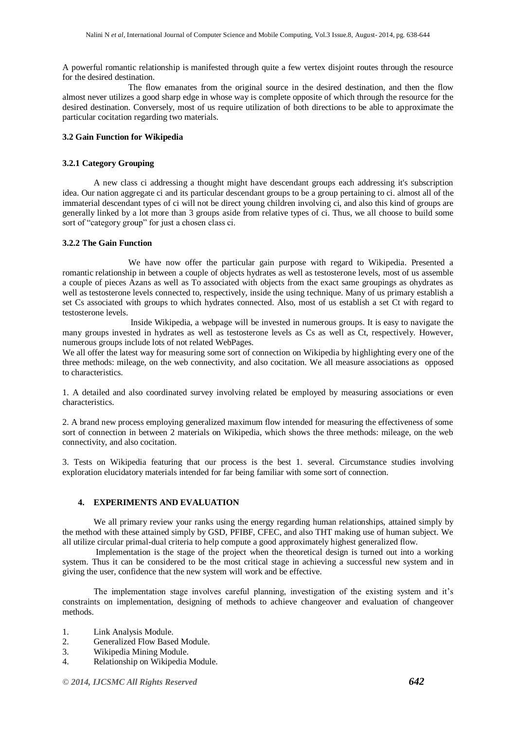A powerful romantic relationship is manifested through quite a few vertex disjoint routes through the resource for the desired destination.

The flow emanates from the original source in the desired destination, and then the flow almost never utilizes a good sharp edge in whose way is complete opposite of which through the resource for the desired destination. Conversely, most of us require utilization of both directions to be able to approximate the particular cocitation regarding two materials.

### 3.2 Gain Function for Wikipedia

#### 3.2.1 Category Grouping

A new class ci addressing a thought might have descendant groups each addressing it's subscription idea. Our nation aggregate ci and its particular descendant groups to be a group pertaining to ci. almost all of the immaterial descendant types of ci will not be direct young children involving ci, and also this kind of groups are generally linked by a lot more than 3 groups aside from relative types of ci. Thus, we all choose to build some sort of "category group" for just a chosen class ci.

#### 3.2.2 The Gain Function

We have now offer the particular gain purpose with regard to Wikipedia. Presented a romantic relationship in between a couple of objects hydrates as well as testosterone levels, most of us assemble a couple of pieces Azans as well as To associated with objects from the exact same groupings as ohydrates as well as testosterone levels connected to, respectively, inside the using technique. Many of us primary establish a set Cs associated with groups to which hydrates connected. Also, most of us establish a set Ct with regard to testosterone levels.

Inside Wikipedia, a webpage will be invested in numerous groups. It is easy to navigate the many groups invested in hydrates as well as testosterone levels as Cs as well as Ct, respectively. However, numerous groups include lots of not related WebPages.

We all offer the latest way for measuring some sort of connection on Wikipedia by highlighting every one of the three methods: mileage, on the web connectivity, and also cocitation. We all measure associations as opposed to characteristics.

1. A detailed and also coordinated survey involving related be employed by measuring associations or even characteristics.

2. A brand new process employing generalized maximum flow intended for measuring the effectiveness of some sort of connection in between 2 materials on Wikipedia, which shows the three methods: mileage, on the web connectivity, and also cocitation.

3. Tests on Wikipedia featuring that our process is the best 1. several. Circumstance studies involving exploration elucidatory materials intended for far being familiar with some sort of connection.

## 4. EXPERIMENTS AND EVALUATION

We all primary review your ranks using the energy regarding human relationships, attained simply by the method with these attained simply by GSD, PFIBF, CFEC, and also THT making use of human subject. We all utilize circular primal-dual criteria to help compute a good approximately highest generalized flow.

Implementation is the stage of the project when the theoretical design is turned out into a working system. Thus it can be considered to be the most critical stage in achieving a successful new system and in giving the user, confidence that the new system will work and be effective.

The implementation stage involves careful planning, investigation of the existing system and it's constraints on implementation, designing of methods to achieve changeover and evaluation of changeover methods.

1. Link Analysis Module.
2. Generalized Flow Based Module.
3. Wikipedia Mining Module.
4. Relationship on Wikipedia Module.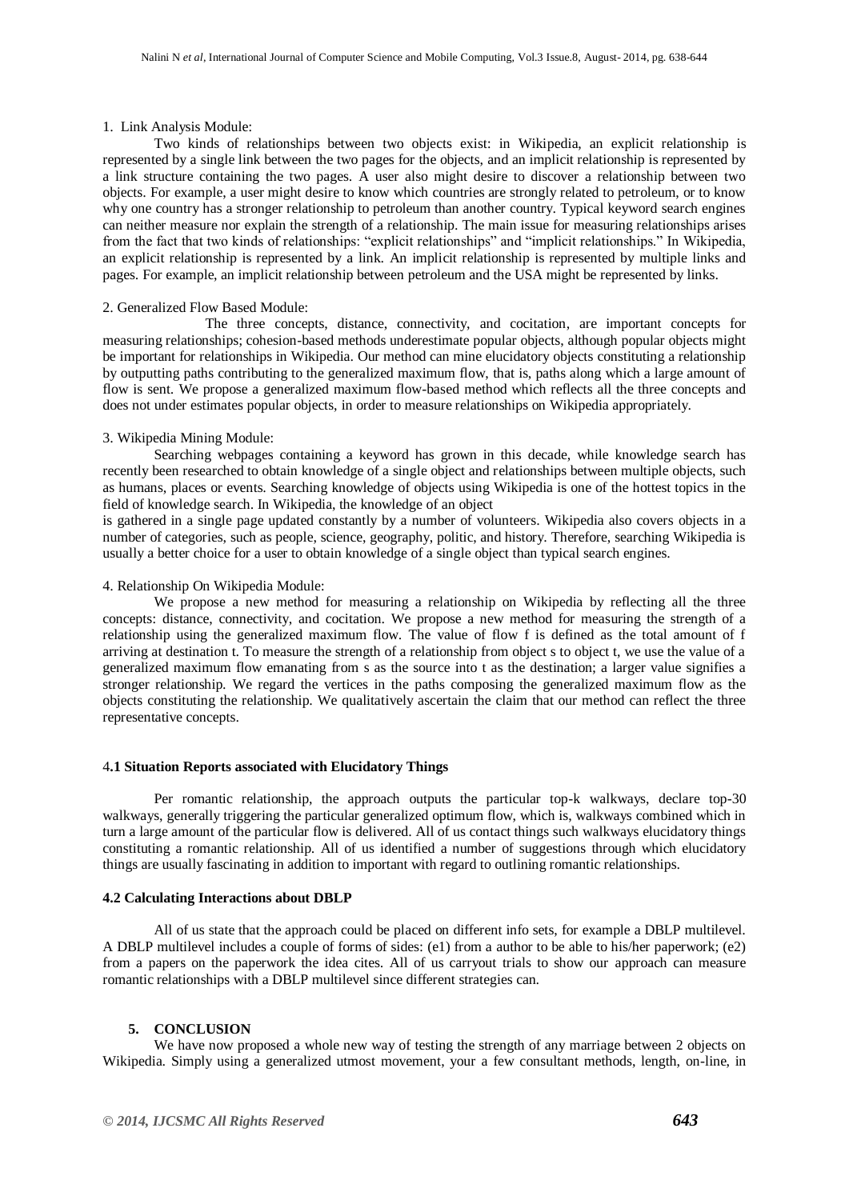1. Link Analysis Module:

Two kinds of relationships between two objects exist: in Wikipedia, an explicit relationship is represented by a single link between the two pages for the objects, and an implicit relationship is represented by a link structure containing the two pages. A user also might desire to discover a relationship between two objects. For example, a user might desire to know which countries are strongly related to petroleum, or to know why one country has a stronger relationship to petroleum than another country. Typical keyword search engines can neither measure nor explain the strength of a relationship. The main issue for measuring relationships arises from the fact that two kinds of relationships: "explicit relationships" and "implicit relationships." In Wikipedia, an explicit relationship is represented by a link. An implicit relationship is represented by multiple links and pages. For example, an implicit relationship between petroleum and the USA might be represented by links.

2. Generalized Flow Based Module:

The three concepts, distance, connectivity, and cocitation, are important concepts for measuring relationships; cohesion-based methods underestimate popular objects, although popular objects might be important for relationships in Wikipedia. Our method can mine elucidatory objects constituting a relationship by outputting paths contributing to the generalized maximum flow, that is, paths along which a large amount of flow is sent. We propose a generalized maximum flow-based method which reflects all the three concepts and does not under estimates popular objects, in order to measure relationships on Wikipedia appropriately.

3. Wikipedia Mining Module:

Searching webpages containing a keyword has grown in this decade, while knowledge search has recently been researched to obtain knowledge of a single object and relationships between multiple objects, such as humans, places or events. Searching knowledge of objects using Wikipedia is one of the hottest topics in the field of knowledge search. In Wikipedia, the knowledge of an object is gathered in a single page updated constantly by a number of volunteers. Wikipedia also covers objects in a number of categories, such as people, science, geography, politic, and history. Therefore, searching Wikipedia is usually a better choice for a user to obtain knowledge of a single object than typical search engines.

4. Relationship On Wikipedia Module:

We propose a new method for measuring a relationship on Wikipedia by reflecting all the three concepts: distance, connectivity, and cocitation. We propose a new method for measuring the strength of a relationship using the generalized maximum flow. The value of flow f is defined as the total amount of f arriving at destination t. To measure the strength of a relationship from object s to object t, we use the value of a generalized maximum flow emanating from s as the source into t as the destination; a larger value signifies a stronger relationship. We regard the vertices in the paths composing the generalized maximum flow as the objects constituting the relationship. We qualitatively ascertain the claim that our method can reflect the three representative concepts.

### 4.1 Situation Reports associated with Elucidatory Things

Per romantic relationship, the approach outputs the particular top-k walkways, declare top-30 walkways, generally triggering the particular generalized optimum flow, which is, walkways combined which in turn a large amount of the particular flow is delivered. All of us contact things such walkways elucidatory things constituting a romantic relationship. All of us identified a number of suggestions through which elucidatory things are usually fascinating in addition to important with regard to outlining romantic relationships.

### 4.2 Calculating Interactions about DBLP

All of us state that the approach could be placed on different info sets, for example a DBLP multilevel. A DBLP multilevel includes a couple of forms of sides: (e1) from a author to be able to his/her paperwork; (e2) from a papers on the paperwork the idea cites. All of us carryout trials to show our approach can measure romantic relationships with a DBLP multilevel since different strategies can.

## 5. CONCLUSION

We have now proposed a whole new way of testing the strength of any marriage between 2 objects on Wikipedia. Simply using a generalized utmost movement, your a few consultant methods, length, on-line, in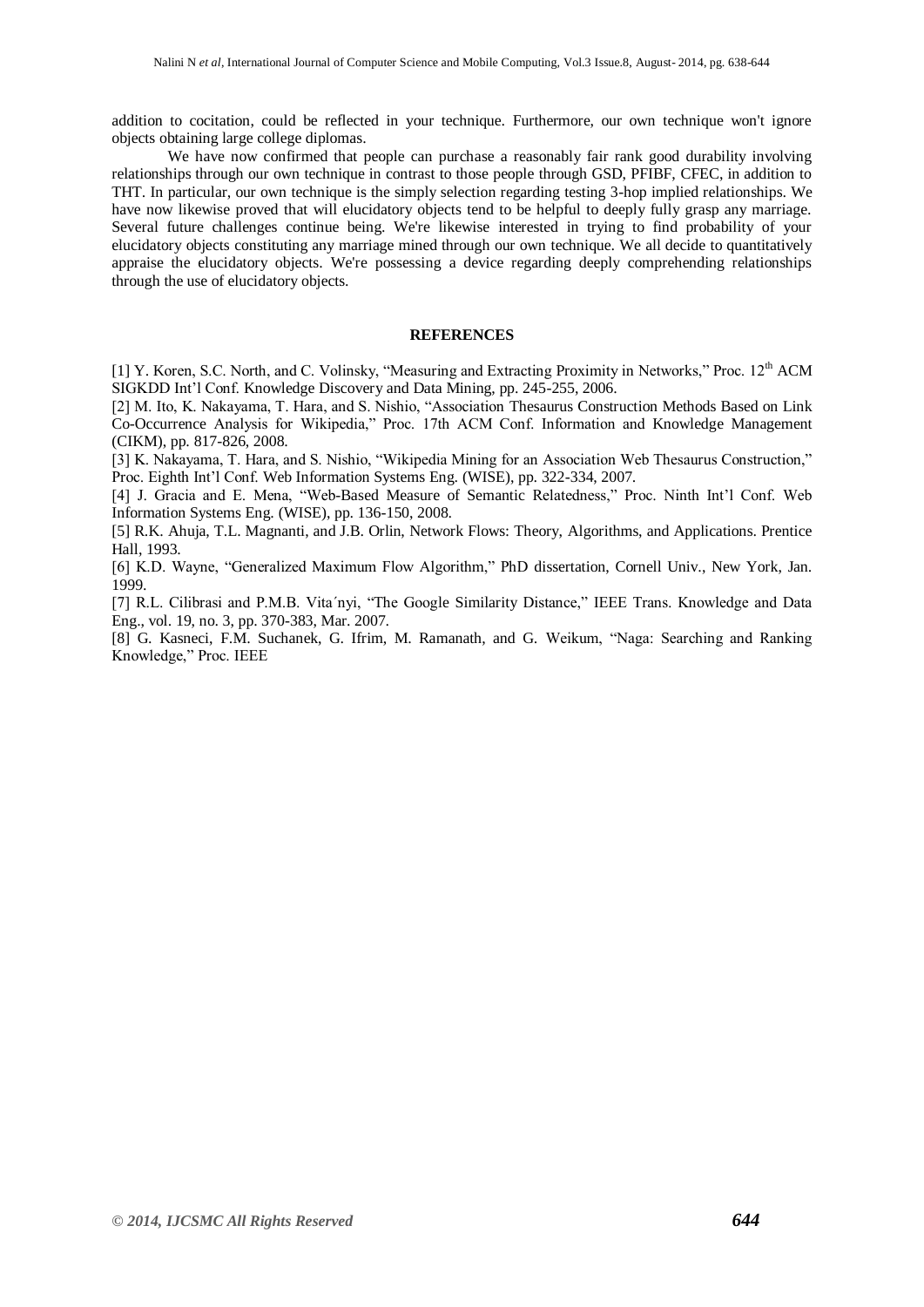addition to cocitation, could be reflected in your technique. Furthermore, our own technique won't ignore objects obtaining large college diplomas.

We have now confirmed that people can purchase a reasonably fair rank good durability involving relationships through our own technique in contrast to those people through GSD, PFIBF, CFEC, in addition to THT. In particular, our own technique is the simply selection regarding testing 3-hop implied relationships. We have now likewise proved that will elucidatory objects tend to be helpful to deeply fully grasp any marriage. Several future challenges continue being. We're likewise interested in trying to find probability of your elucidatory objects constituting any marriage mined through our own technique. We all decide to quantitatively appraise the elucidatory objects. We're possessing a device regarding deeply comprehending relationships through the use of elucidatory objects.

## REFERENCES

[1] Y. Koren, S.C. North, and C. Volinsky, "Measuring and Extracting Proximity in Networks," Proc. 12th ACM SIGKDD Int'l Conf. Knowledge Discovery and Data Mining, pp. 245-255, 2006.

[2] M. Ito, K. Nakayama, T. Hara, and S. Nishio, "Association Thesaurus Construction Methods Based on Link Co-Occurrence Analysis for Wikipedia," Proc. 17th ACM Conf. Information and Knowledge Management (CIKM), pp. 817-826, 2008.

[3] K. Nakayama, T. Hara, and S. Nishio, "Wikipedia Mining for an Association Web Thesaurus Construction," Proc. Eighth Int'l Conf. Web Information Systems Eng. (WISE), pp. 322-334, 2007.

[4] J. Gracia and E. Mena, "Web-Based Measure of Semantic Relatedness," Proc. Ninth Int'l Conf. Web Information Systems Eng. (WISE), pp. 136-150, 2008.

[5] R.K. Ahuja, T.L. Magnanti, and J.B. Orlin, Network Flows: Theory, Algorithms, and Applications. Prentice Hall, 1993.

[6] K.D. Wayne, "Generalized Maximum Flow Algorithm," PhD dissertation, Cornell Univ., New York, Jan. 1999.

[7] R.L. Cilibrasi and P.M.B. Vita´nyi, "The Google Similarity Distance," IEEE Trans. Knowledge and Data Eng., vol. 19, no. 3, pp. 370-383, Mar. 2007.

[8] G. Kasneci, F.M. Suchanek, G. Ifrim, M. Ramanath, and G. Weikum, "Naga: Searching and Ranking Knowledge," Proc. IEEE